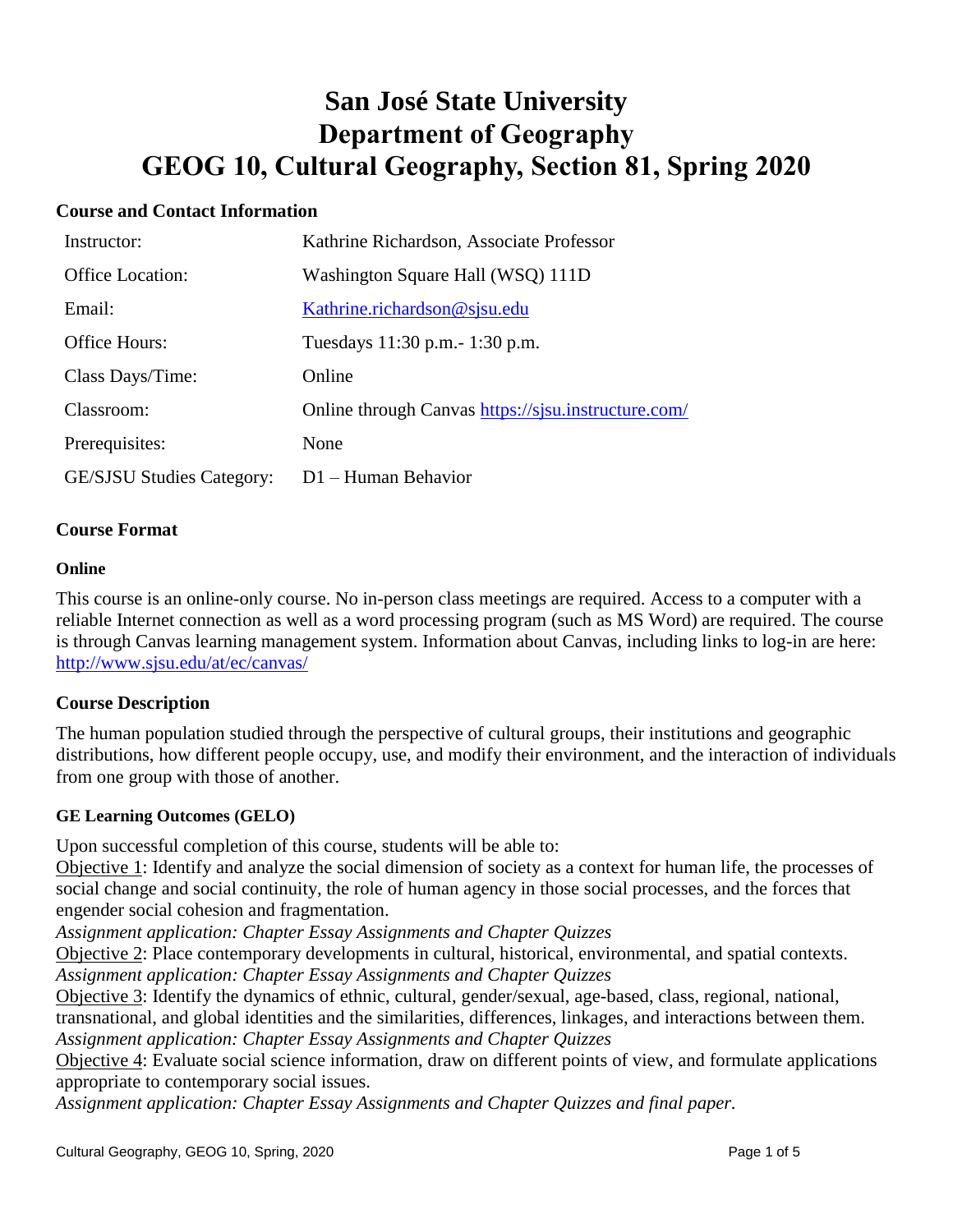# San José State University
# Department of Geography
# GEOG 10, Cultural Geography, Section 81, Spring 2020

### Course and Contact Information

| | |
|---|---|
| Instructor: | Kathrine Richardson, Associate Professor |
| Office Location: | Washington Square Hall (WSQ) 111D |
| Email: | Kathrine.richardson@sjsu.edu |
| Office Hours: | Tuesdays 11:30 p.m.- 1:30 p.m. |
| Class Days/Time: | Online |
| Classroom: | Online through Canvas https://sjsu.instructure.com/ |
| Prerequisites: | None |
| GE/SJSU Studies Category: | D1 – Human Behavior |

### Course Format

#### Online

This course is an online-only course. No in-person class meetings are required. Access to a computer with a reliable Internet connection as well as a word processing program (such as MS Word) are required. The course is through Canvas learning management system. Information about Canvas, including links to log-in are here: http://www.sjsu.edu/at/ec/canvas/

### Course Description

The human population studied through the perspective of cultural groups, their institutions and geographic distributions, how different people occupy, use, and modify their environment, and the interaction of individuals from one group with those of another.

#### GE Learning Outcomes (GELO)

Upon successful completion of this course, students will be able to:

Objective 1: Identify and analyze the social dimension of society as a context for human life, the processes of social change and social continuity, the role of human agency in those social processes, and the forces that engender social cohesion and fragmentation.
*Assignment application: Chapter Essay Assignments and Chapter Quizzes*

Objective 2: Place contemporary developments in cultural, historical, environmental, and spatial contexts.
*Assignment application: Chapter Essay Assignments and Chapter Quizzes*

Objective 3: Identify the dynamics of ethnic, cultural, gender/sexual, age-based, class, regional, national, transnational, and global identities and the similarities, differences, linkages, and interactions between them.
*Assignment application: Chapter Essay Assignments and Chapter Quizzes*

Objective 4: Evaluate social science information, draw on different points of view, and formulate applications appropriate to contemporary social issues.
*Assignment application: Chapter Essay Assignments and Chapter Quizzes and final paper.*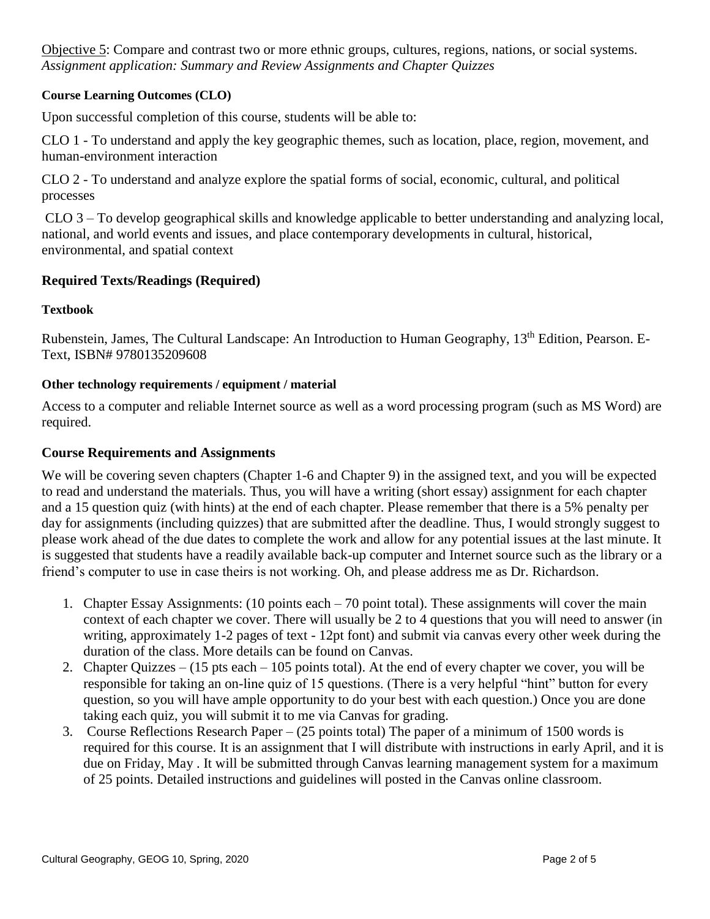Objective 5: Compare and contrast two or more ethnic groups, cultures, regions, nations, or social systems. *Assignment application: Summary and Review Assignments and Chapter Quizzes*

#### Course Learning Outcomes (CLO)

Upon successful completion of this course, students will be able to:

CLO 1 - To understand and apply the key geographic themes, such as location, place, region, movement, and human-environment interaction

CLO 2 - To understand and analyze explore the spatial forms of social, economic, cultural, and political processes

CLO 3 – To develop geographical skills and knowledge applicable to better understanding and analyzing local, national, and world events and issues, and place contemporary developments in cultural, historical, environmental, and spatial context

### Required Texts/Readings (Required)

#### Textbook

Rubenstein, James, The Cultural Landscape: An Introduction to Human Geography, 13th Edition, Pearson. E-Text, ISBN# 9780135209608

#### Other technology requirements / equipment / material

Access to a computer and reliable Internet source as well as a word processing program (such as MS Word) are required.

### Course Requirements and Assignments

We will be covering seven chapters (Chapter 1-6 and Chapter 9) in the assigned text, and you will be expected to read and understand the materials. Thus, you will have a writing (short essay) assignment for each chapter and a 15 question quiz (with hints) at the end of each chapter. Please remember that there is a 5% penalty per day for assignments (including quizzes) that are submitted after the deadline. Thus, I would strongly suggest to please work ahead of the due dates to complete the work and allow for any potential issues at the last minute. It is suggested that students have a readily available back-up computer and Internet source such as the library or a friend's computer to use in case theirs is not working. Oh, and please address me as Dr. Richardson.

1. Chapter Essay Assignments: (10 points each – 70 point total). These assignments will cover the main context of each chapter we cover. There will usually be 2 to 4 questions that you will need to answer (in writing, approximately 1-2 pages of text - 12pt font) and submit via canvas every other week during the duration of the class. More details can be found on Canvas.
2. Chapter Quizzes – (15 pts each – 105 points total). At the end of every chapter we cover, you will be responsible for taking an on-line quiz of 15 questions. (There is a very helpful "hint" button for every question, so you will have ample opportunity to do your best with each question.) Once you are done taking each quiz, you will submit it to me via Canvas for grading.
3. Course Reflections Research Paper – (25 points total) The paper of a minimum of 1500 words is required for this course. It is an assignment that I will distribute with instructions in early April, and it is due on Friday, May . It will be submitted through Canvas learning management system for a maximum of 25 points. Detailed instructions and guidelines will posted in the Canvas online classroom.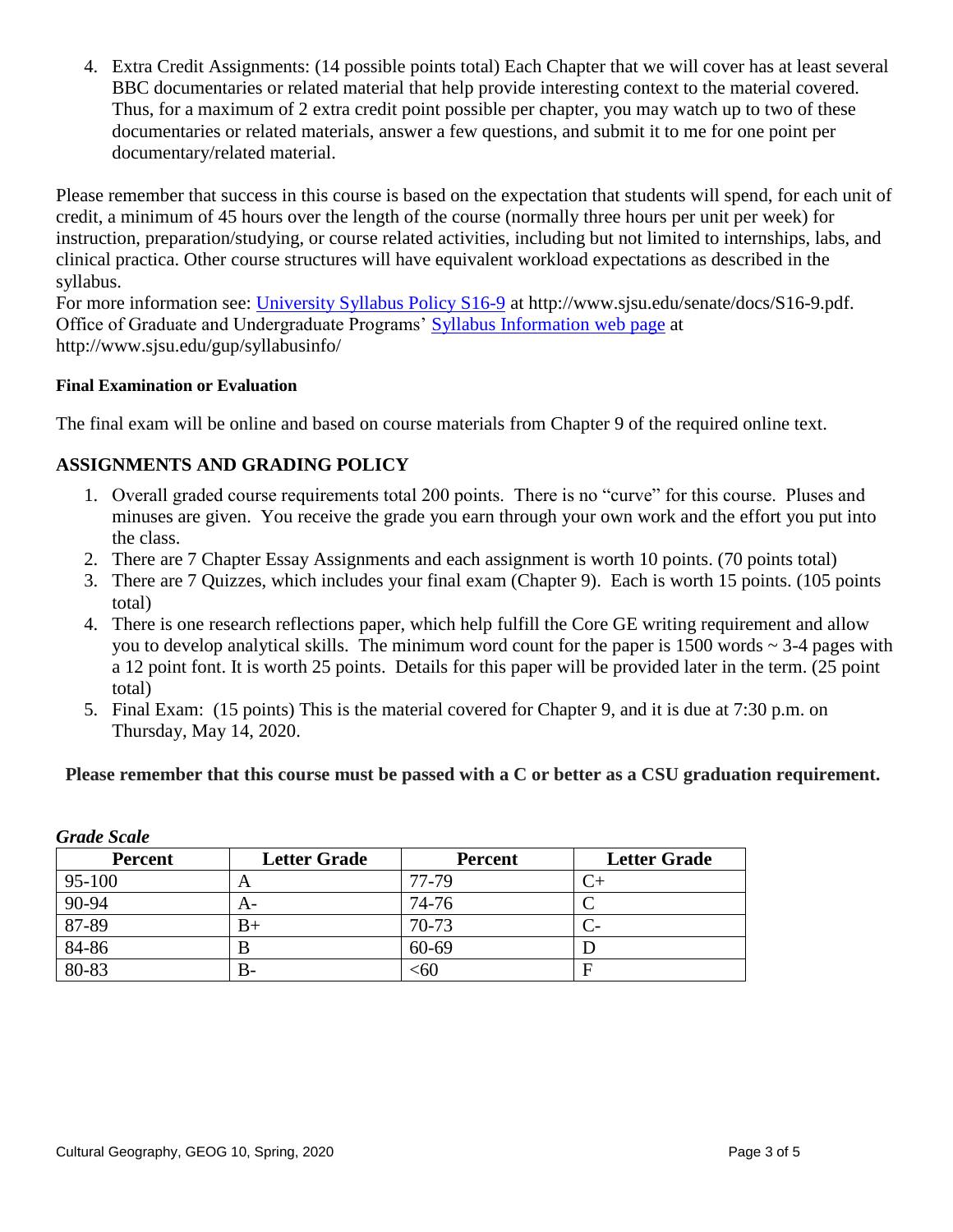4. Extra Credit Assignments: (14 possible points total) Each Chapter that we will cover has at least several BBC documentaries or related material that help provide interesting context to the material covered. Thus, for a maximum of 2 extra credit point possible per chapter, you may watch up to two of these documentaries or related materials, answer a few questions, and submit it to me for one point per documentary/related material.

Please remember that success in this course is based on the expectation that students will spend, for each unit of credit, a minimum of 45 hours over the length of the course (normally three hours per unit per week) for instruction, preparation/studying, or course related activities, including but not limited to internships, labs, and clinical practica. Other course structures will have equivalent workload expectations as described in the syllabus.
For more information see: [University Syllabus Policy S16-9](http://www.sjsu.edu/senate/docs/S16-9.pdf) at http://www.sjsu.edu/senate/docs/S16-9.pdf.
Office of Graduate and Undergraduate Programs' [Syllabus Information web page](http://www.sjsu.edu/gup/syllabusinfo/) at http://www.sjsu.edu/gup/syllabusinfo/

#### Final Examination or Evaluation

The final exam will be online and based on course materials from Chapter 9 of the required online text.

### ASSIGNMENTS AND GRADING POLICY

1. Overall graded course requirements total 200 points. There is no "curve" for this course. Pluses and minuses are given. You receive the grade you earn through your own work and the effort you put into the class.
2. There are 7 Chapter Essay Assignments and each assignment is worth 10 points. (70 points total)
3. There are 7 Quizzes, which includes your final exam (Chapter 9). Each is worth 15 points. (105 points total)
4. There is one research reflections paper, which help fulfill the Core GE writing requirement and allow you to develop analytical skills. The minimum word count for the paper is 1500 words ~ 3-4 pages with a 12 point font. It is worth 25 points. Details for this paper will be provided later in the term. (25 point total)
5. Final Exam: (15 points) This is the material covered for Chapter 9, and it is due at 7:30 p.m. on Thursday, May 14, 2020.

**Please remember that this course must be passed with a C or better as a CSU graduation requirement.**

***Grade Scale***

| Percent | Letter Grade | Percent | Letter Grade |
|---|---|---|---|
| 95-100 | A | 77-79 | C+ |
| 90-94 | A- | 74-76 | C |
| 87-89 | B+ | 70-73 | C- |
| 84-86 | B | 60-69 | D |
| 80-83 | B- | <60 | F |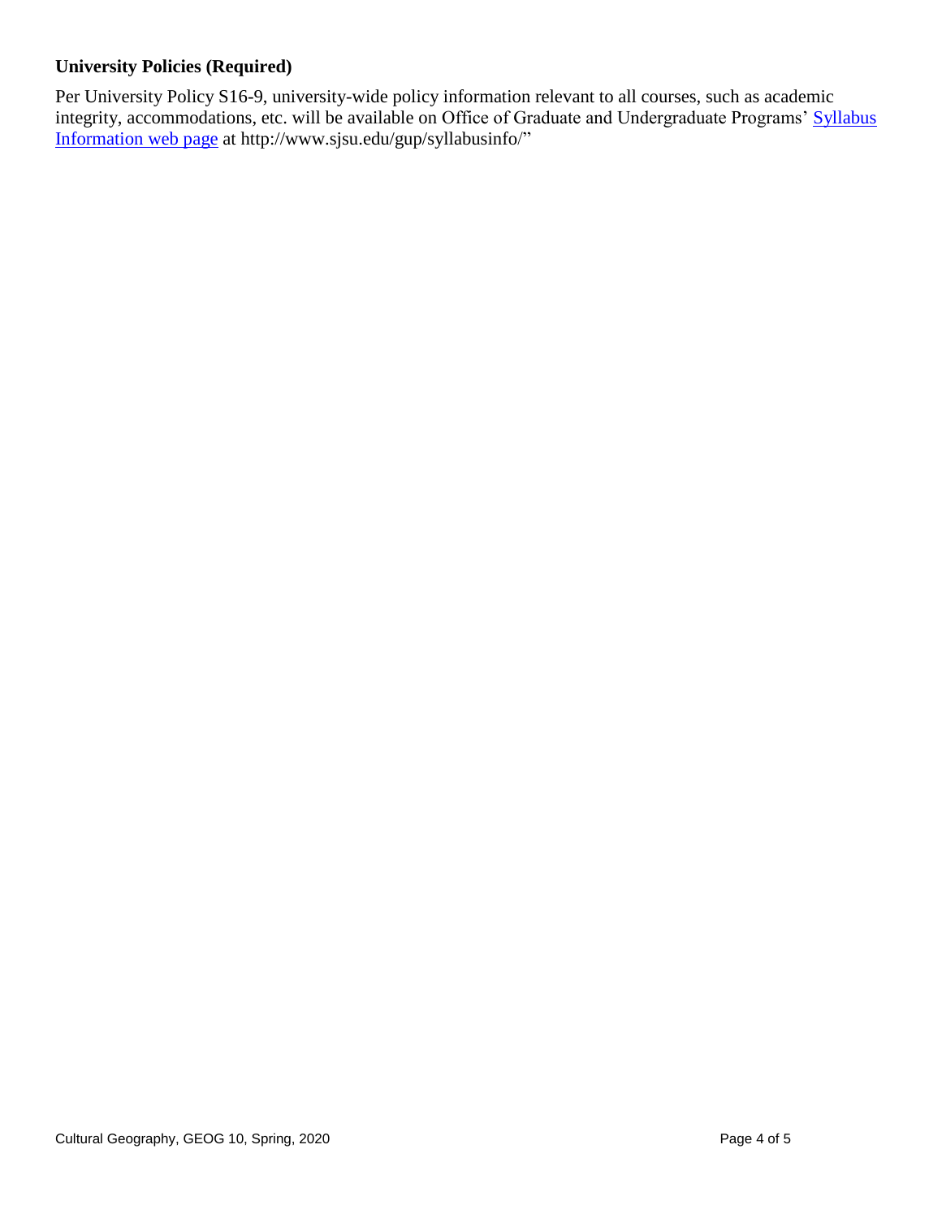### University Policies (Required)

Per University Policy S16-9, university-wide policy information relevant to all courses, such as academic integrity, accommodations, etc. will be available on Office of Graduate and Undergraduate Programs' [Syllabus Information web page](http://www.sjsu.edu/gup/syllabusinfo/) at http://www.sjsu.edu/gup/syllabusinfo/"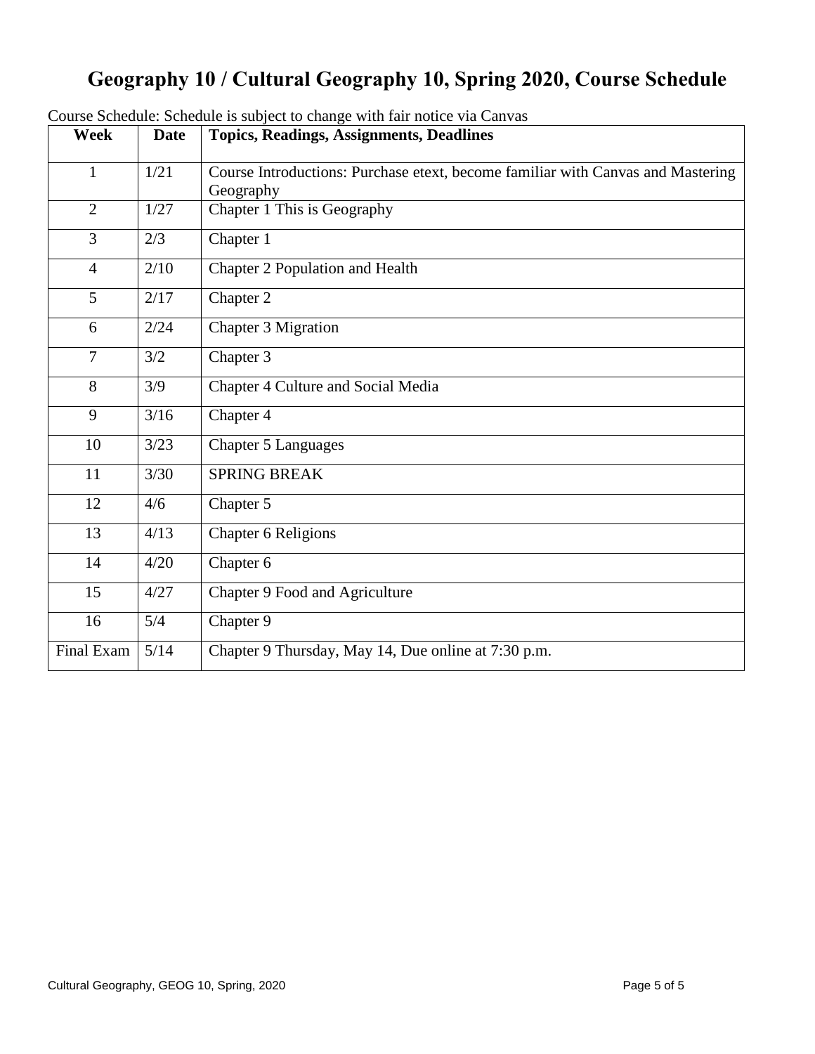# Geography 10 / Cultural Geography 10, Spring 2020, Course Schedule

Course Schedule: Schedule is subject to change with fair notice via Canvas

| Week | Date | Topics, Readings, Assignments, Deadlines |
|---|---|---|
| 1 | 1/21 | Course Introductions: Purchase etext, become familiar with Canvas and Mastering Geography |
| 2 | 1/27 | Chapter 1 This is Geography |
| 3 | 2/3 | Chapter 1 |
| 4 | 2/10 | Chapter 2 Population and Health |
| 5 | 2/17 | Chapter 2 |
| 6 | 2/24 | Chapter 3 Migration |
| 7 | 3/2 | Chapter 3 |
| 8 | 3/9 | Chapter 4 Culture and Social Media |
| 9 | 3/16 | Chapter 4 |
| 10 | 3/23 | Chapter 5 Languages |
| 11 | 3/30 | SPRING BREAK |
| 12 | 4/6 | Chapter 5 |
| 13 | 4/13 | Chapter 6 Religions |
| 14 | 4/20 | Chapter 6 |
| 15 | 4/27 | Chapter 9 Food and Agriculture |
| 16 | 5/4 | Chapter 9 |
| Final Exam | 5/14 | Chapter 9 Thursday, May 14, Due online at 7:30 p.m. |